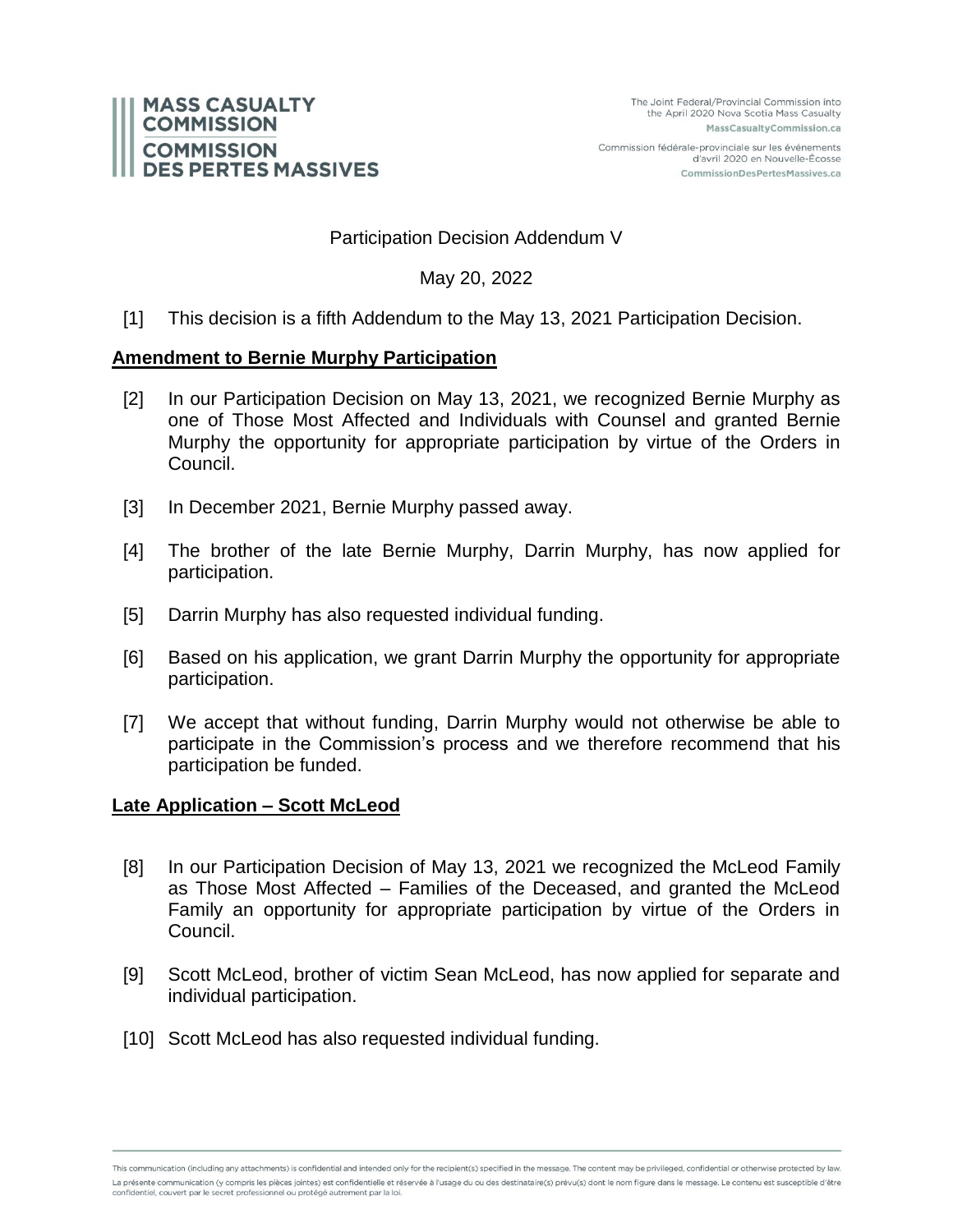Participation Decision Addendum V

May 20, 2022

[1] This decision is a fifth Addendum to the May 13, 2021 Participation Decision.

**Amendment to Bernie Murphy Participation**

[2] In our Participation Decision on May 13, 2021, we recognized Bernie Murphy as one of Those Most Affected and Individuals with Counsel and granted Bernie Murphy the opportunity for appropriate participation by virtue of the Orders in Council.

[3] In December 2021, Bernie Murphy passed away.

[4] The brother of the late Bernie Murphy, Darrin Murphy, has now applied for participation.

[5] Darrin Murphy has also requested individual funding.

[6] Based on his application, we grant Darrin Murphy the opportunity for appropriate participation.

[7] We accept that without funding, Darrin Murphy would not otherwise be able to participate in the Commission's process and we therefore recommend that his participation be funded.

**Late Application – Scott McLeod**

[8] In our Participation Decision of May 13, 2021 we recognized the McLeod Family as Those Most Affected – Families of the Deceased, and granted the McLeod Family an opportunity for appropriate participation by virtue of the Orders in Council.

[9] Scott McLeod, brother of victim Sean McLeod, has now applied for separate and individual participation.

[10] Scott McLeod has also requested individual funding.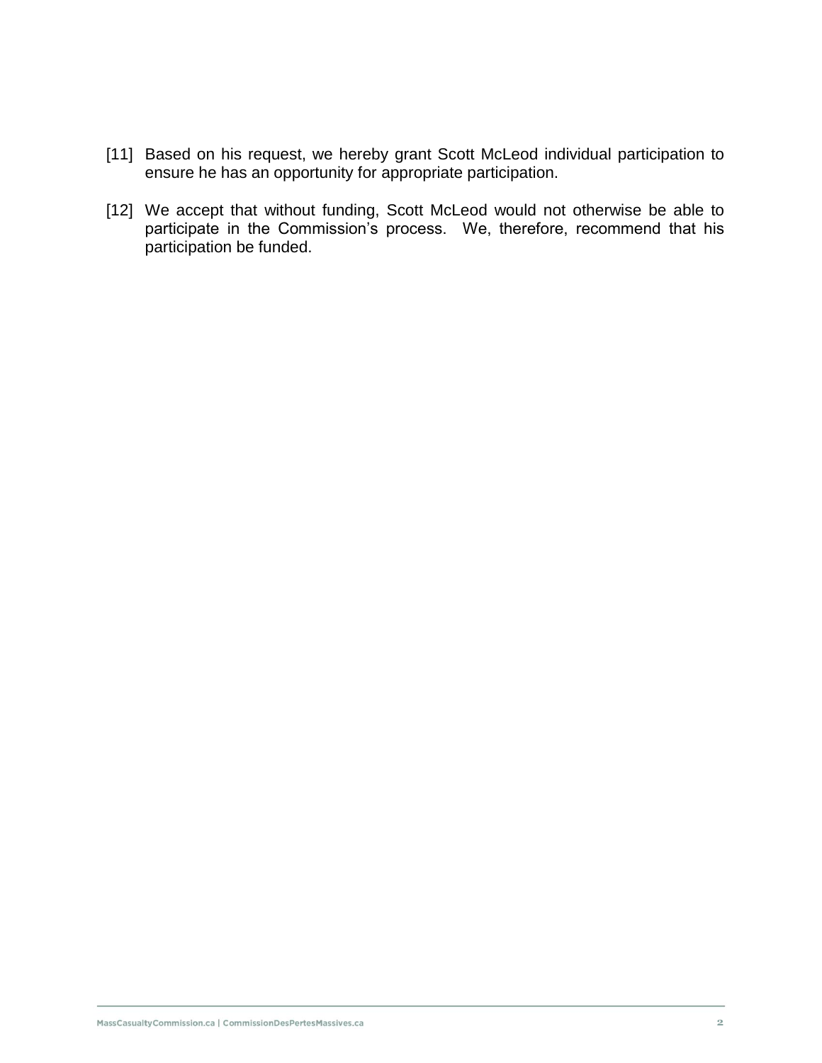[11] Based on his request, we hereby grant Scott McLeod individual participation to ensure he has an opportunity for appropriate participation.

[12] We accept that without funding, Scott McLeod would not otherwise be able to participate in the Commission's process. We, therefore, recommend that his participation be funded.